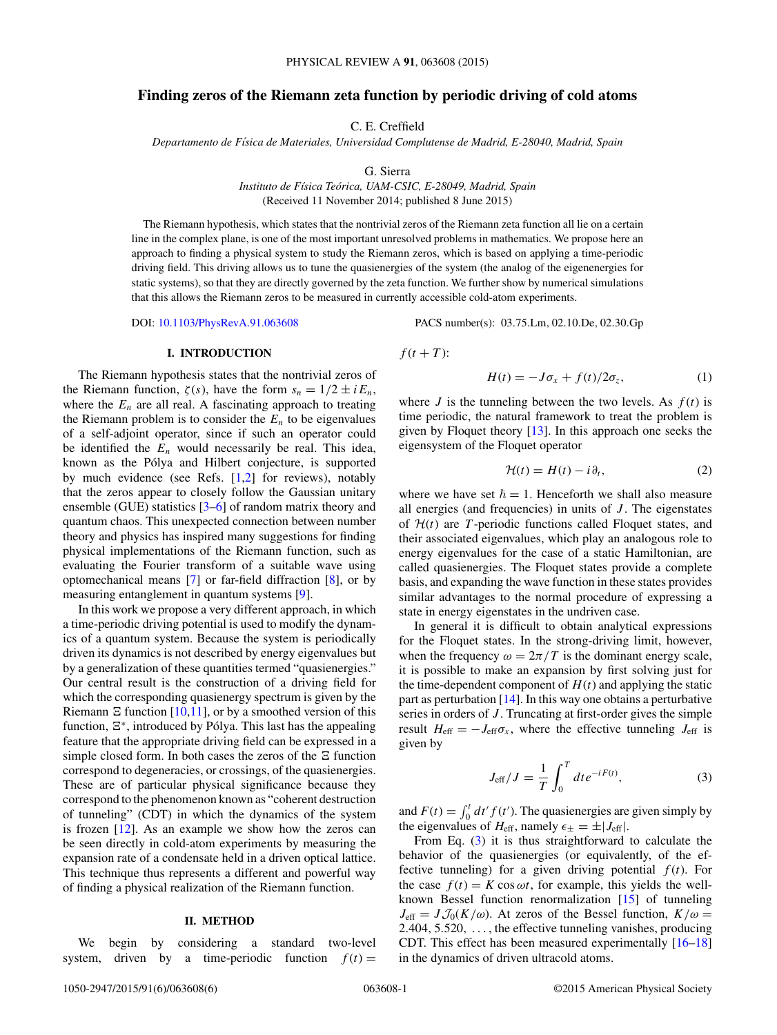# Finding zeros of the Riemann zeta function by periodic driving of cold atoms

C. E. Creffield

*Departamento de Física de Materiales, Universidad Complutense de Madrid, E-28040, Madrid, Spain*

G. Sierra

*Instituto de Física Teórica, UAM-CSIC, E-28049, Madrid, Spain*

(Received 11 November 2014; published 8 June 2015)

The Riemann hypothesis, which states that the nontrivial zeros of the Riemann zeta function all lie on a certain line in the complex plane, is one of the most important unresolved problems in mathematics. We propose here an approach to finding a physical system to study the Riemann zeros, which is based on applying a time-periodic driving field. This driving allows us to tune the quasienergies of the system (the analog of the eigenenergies for static systems), so that they are directly governed by the zeta function. We further show by numerical simulations that this allows the Riemann zeros to be measured in currently accessible cold-atom experiments.

DOI: 10.1103/PhysRevA.91.063608 PACS number(s): 03.75.Lm, 02.10.De, 02.30.Gp

## I. INTRODUCTION

The Riemann hypothesis states that the nontrivial zeros of the Riemann function, $\zeta(s)$, have the form $s_n = 1/2 \pm i E_n$, where the $E_n$ are all real. A fascinating approach to treating the Riemann problem is to consider the $E_n$ to be eigenvalues of a self-adjoint operator, since if such an operator could be identified the $E_n$ would necessarily be real. This idea, known as the Pólya and Hilbert conjecture, is supported by much evidence (see Refs. [1,2] for reviews), notably that the zeros appear to closely follow the Gaussian unitary ensemble (GUE) statistics [3–6] of random matrix theory and quantum chaos. This unexpected connection between number theory and physics has inspired many suggestions for finding physical implementations of the Riemann function, such as evaluating the Fourier transform of a suitable wave using optomechanical means [7] or far-field diffraction [8], or by measuring entanglement in quantum systems [9].

In this work we propose a very different approach, in which a time-periodic driving potential is used to modify the dynamics of a quantum system. Because the system is periodically driven its dynamics is not described by energy eigenvalues but by a generalization of these quantities termed "quasienergies." Our central result is the construction of a driving field for which the corresponding quasienergy spectrum is given by the Riemann $\Xi$ function [10,11], or by a smoothed version of this function, $\Xi^*$, introduced by Pólya. This last has the appealing feature that the appropriate driving field can be expressed in a simple closed form. In both cases the zeros of the $\Xi$ function correspond to degeneracies, or crossings, of the quasienergies. These are of particular physical significance because they correspond to the phenomenon known as "coherent destruction of tunneling" (CDT) in which the dynamics of the system is frozen [12]. As an example we show how the zeros can be seen directly in cold-atom experiments by measuring the expansion rate of a condensate held in a driven optical lattice. This technique thus represents a different and powerful way of finding a physical realization of the Riemann function.

## II. METHOD

We begin by considering a standard two-level system, driven by a time-periodic function $f(t) = f(t+T)$:

$$H(t) = -J\sigma_x + f(t)/2\sigma_z, \tag{1}$$

where $J$ is the tunneling between the two levels. As $f(t)$ is time periodic, the natural framework to treat the problem is given by Floquet theory [13]. In this approach one seeks the eigensystem of the Floquet operator

$$\mathcal{H}(t) = H(t) - i\partial_t, \tag{2}$$

where we have set $\hbar = 1$. Henceforth we shall also measure all energies (and frequencies) in units of $J$. The eigenstates of $\mathcal{H}(t)$ are $T$-periodic functions called Floquet states, and their associated eigenvalues, which play an analogous role to energy eigenvalues for the case of a static Hamiltonian, are called quasienergies. The Floquet states provide a complete basis, and expanding the wave function in these states provides similar advantages to the normal procedure of expressing a state in energy eigenstates in the undriven case.

In general it is difficult to obtain analytical expressions for the Floquet states. In the strong-driving limit, however, when the frequency $\omega = 2\pi/T$ is the dominant energy scale, it is possible to make an expansion by first solving just for the time-dependent component of $H(t)$ and applying the static part as perturbation [14]. In this way one obtains a perturbative series in orders of $J$. Truncating at first-order gives the simple result $H_{\text{eff}} = -J_{\text{eff}}\sigma_x$, where the effective tunneling $J_{\text{eff}}$ is given by

$$J_{\text{eff}}/J = \frac{1}{T}\int_0^T dt\, e^{-iF(t)}, \tag{3}$$

and $F(t) = \int_0^t dt' f(t')$. The quasienergies are given simply by the eigenvalues of $H_{\text{eff}}$, namely $\epsilon_\pm = \pm|J_{\text{eff}}|$.

From Eq. (3) it is thus straightforward to calculate the behavior of the quasienergies (or equivalently, of the effective tunneling) for a given driving potential $f(t)$. For the case $f(t) = K\cos\omega t$, for example, this yields the well-known Bessel function renormalization [15] of tunneling $J_{\text{eff}} = J\mathcal{J}_0(K/\omega)$. At zeros of the Bessel function, $K/\omega = 2.404, 5.520, \ldots$, the effective tunneling vanishes, producing CDT. This effect has been measured experimentally [16–18] in the dynamics of driven ultracold atoms.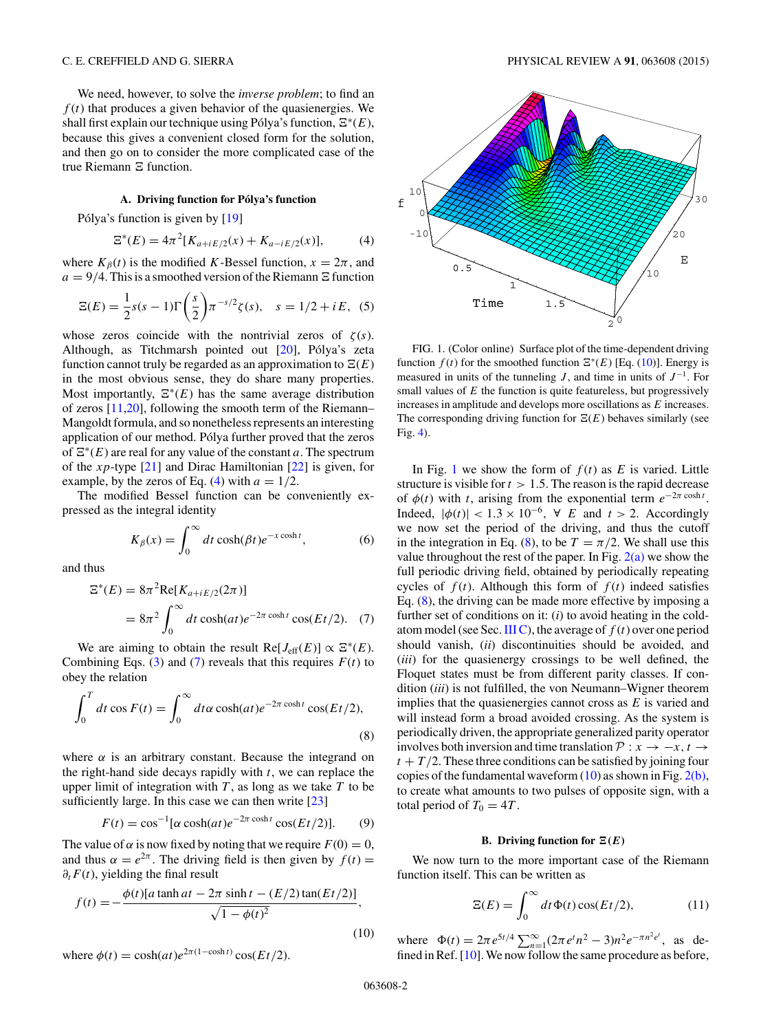We need, however, to solve the *inverse problem*; to find an $f(t)$ that produces a given behavior of the quasienergies. We shall first explain our technique using Pólya's function, $\Xi^*(E)$, because this gives a convenient closed form for the solution, and then go on to consider the more complicated case of the true Riemann $\Xi$ function.

### A. Driving function for Pólya's function

Pólya's function is given by [19]

$$\Xi^*(E) = 4\pi^2[K_{a+iE/2}(x) + K_{a-iE/2}(x)], \tag{4}$$

where $K_\beta(t)$ is the modified $K$-Bessel function, $x = 2\pi$, and $a = 9/4$. This is a smoothed version of the Riemann $\Xi$ function

$$\Xi(E) = \frac{1}{2}s(s-1)\Gamma\left(\frac{s}{2}\right)\pi^{-s/2}\zeta(s), \quad s = 1/2 + iE, \tag{5}$$

whose zeros coincide with the nontrivial zeros of $\zeta(s)$. Although, as Titchmarsh pointed out [20], Pólya's zeta function cannot truly be regarded as an approximation to $\Xi(E)$ in the most obvious sense, they do share many properties. Most importantly, $\Xi^*(E)$ has the same average distribution of zeros [11,20], following the smooth term of the Riemann–Mangoldt formula, and so nonetheless represents an interesting application of our method. Pólya further proved that the zeros of $\Xi^*(E)$ are real for any value of the constant $a$. The spectrum of the $xp$-type [21] and Dirac Hamiltonian [22] is given, for example, by the zeros of Eq. (4) with $a = 1/2$.

The modified Bessel function can be conveniently expressed as the integral identity

$$K_\beta(x) = \int_0^\infty dt \cosh(\beta t) e^{-x\cosh t}, \tag{6}$$

and thus

$$\begin{aligned}\Xi^*(E) &= 8\pi^2 \mathrm{Re}[K_{a+iE/2}(2\pi)] \\ &= 8\pi^2 \int_0^\infty dt \cosh(at) e^{-2\pi\cosh t}\cos(Et/2).\end{aligned} \tag{7}$$

We are aiming to obtain the result $\mathrm{Re}[J_{\rm eff}(E)] \propto \Xi^*(E)$. Combining Eqs. (3) and (7) reveals that this requires $F(t)$ to obey the relation

$$\int_0^T dt \cos F(t) = \int_0^\infty dt \alpha \cosh(at) e^{-2\pi\cosh t}\cos(Et/2), \tag{8}$$

where $\alpha$ is an arbitrary constant. Because the integrand on the right-hand side decays rapidly with $t$, we can replace the upper limit of integration with $T$, as long as we take $T$ to be sufficiently large. In this case we can then write [23]

$$F(t) = \cos^{-1}[\alpha \cosh(at) e^{-2\pi\cosh t}\cos(Et/2)]. \tag{9}$$

The value of $\alpha$ is now fixed by noting that we require $F(0) = 0$, and thus $\alpha = e^{2\pi}$. The driving field is then given by $f(t) = \partial_t F(t)$, yielding the final result

$$f(t) = -\frac{\phi(t)[a\tanh at - 2\pi\sinh t - (E/2)\tan(Et/2)]}{\sqrt{1-\phi(t)^2}}, \tag{10}$$

where $\phi(t) = \cosh(at)e^{2\pi(1-\cosh t)}\cos(Et/2)$.

f
10
0
-10
0.5
1
1.5
2
Time
0
10
20
30
E

FIG. 1. (Color online) Surface plot of the time-dependent driving function $f(t)$ for the smoothed function $\Xi^*(E)$ [Eq. (10)]. Energy is measured in units of the tunneling $J$, and time in units of $J^{-1}$. For small values of $E$ the function is quite featureless, but progressively increases in amplitude and develops more oscillations as $E$ increases. The corresponding driving function for $\Xi(E)$ behaves similarly (see Fig. 4).

In Fig. 1 we show the form of $f(t)$ as $E$ is varied. Little structure is visible for $t > 1.5$. The reason is the rapid decrease of $\phi(t)$ with $t$, arising from the exponential term $e^{-2\pi\cosh t}$. Indeed, $|\phi(t)| < 1.3 \times 10^{-6}$, $\forall$ $E$ and $t > 2$. Accordingly we now set the period of the driving, and thus the cutoff in the integration in Eq. (8), to be $T = \pi/2$. We shall use this value throughout the rest of the paper. In Fig. 2(a) we show the full periodic driving field, obtained by periodically repeating cycles of $f(t)$. Although this form of $f(t)$ indeed satisfies Eq. (8), the driving can be made more effective by imposing a further set of conditions on it: (*i*) to avoid heating in the cold-atom model (see Sec. III C), the average of $f(t)$ over one period should vanish, (*ii*) discontinuities should be avoided, and (*iii*) for the quasienergy crossings to be well defined, the Floquet states must be from different parity classes. If condition (*iii*) is not fulfilled, the von Neumann–Wigner theorem implies that the quasienergies cannot cross as $E$ is varied and will instead form a broad avoided crossing. As the system is periodically driven, the appropriate generalized parity operator involves both inversion and time translation $\mathcal{P} : x \to -x, t \to t + T/2$. These three conditions can be satisfied by joining four copies of the fundamental waveform (10) as shown in Fig. 2(b), to create what amounts to two pulses of opposite sign, with a total period of $T_0 = 4T$.

### B. Driving function for $\Xi(E)$

We now turn to the more important case of the Riemann function itself. This can be written as

$$\Xi(E) = \int_0^\infty dt \Phi(t)\cos(Et/2), \tag{11}$$

where $\Phi(t) = 2\pi e^{5t/4}\sum_{n=1}^\infty (2\pi e^t n^2 - 3)n^2 e^{-\pi n^2 e^t}$, as defined in Ref. [10]. We now follow the same procedure as before,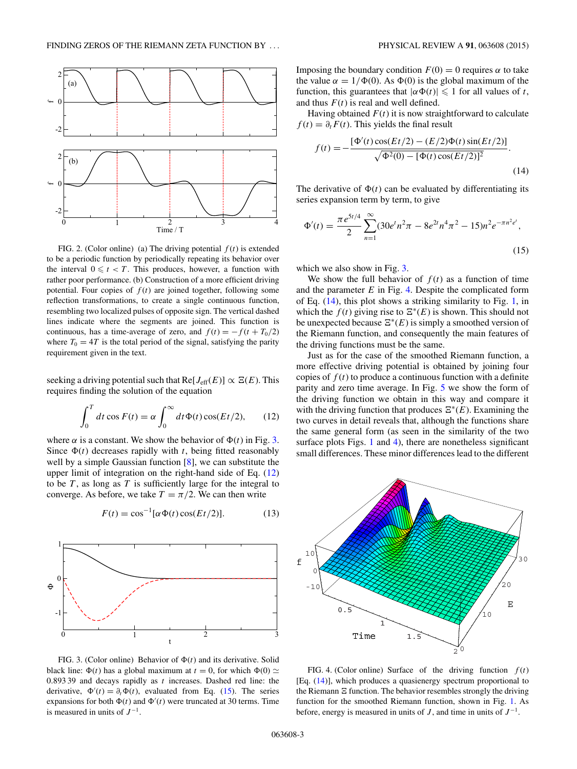(a)

f

2

0

-2

(b)

f

2

0

-2

0 1 2 3 4

Time / T

FIG. 2. (Color online) (a) The driving potential $f(t)$ is extended to be a periodic function by periodically repeating its behavior over the interval $0 \leqslant t < T$. This produces, however, a function with rather poor performance. (b) Construction of a more efficient driving potential. Four copies of $f(t)$ are joined together, following some reflection transformations, to create a single continuous function, resembling two localized pulses of opposite sign. The vertical dashed lines indicate where the segments are joined. This function is continuous, has a time-average of zero, and $f(t) = -f(t + T_0/2)$ where $T_0 = 4T$ is the total period of the signal, satisfying the parity requirement given in the text.

seeking a driving potential such that $\mathrm{Re}[J_{\mathrm{eff}}(E)] \propto \Xi(E)$. This requires finding the solution of the equation

$$\int_0^T dt \cos F(t) = \alpha \int_0^\infty dt \Phi(t) \cos(Et/2), \tag{12}$$

where $\alpha$ is a constant. We show the behavior of $\Phi(t)$ in Fig. 3. Since $\Phi(t)$ decreases rapidly with $t$, being fitted reasonably well by a simple Gaussian function [8], we can substitute the upper limit of integration on the right-hand side of Eq. (12) to be $T$, as long as $T$ is sufficiently large for the integral to converge. As before, we take $T = \pi/2$. We can then write

$$F(t) = \cos^{-1}[\alpha \Phi(t) \cos(Et/2)]. \tag{13}$$

1

0

-1

Φ

0 1 2 3

t

FIG. 3. (Color online) Behavior of $\Phi(t)$ and its derivative. Solid black line: $\Phi(t)$ has a global maximum at $t = 0$, for which $\Phi(0) \simeq 0.893\,39$ and decays rapidly as $t$ increases. Dashed red line: the derivative, $\Phi'(t) = \partial_t \Phi(t)$, evaluated from Eq. (15). The series expansions for both $\Phi(t)$ and $\Phi'(t)$ were truncated at 30 terms. Time is measured in units of $J^{-1}$.

Imposing the boundary condition $F(0) = 0$ requires $\alpha$ to take the value $\alpha = 1/\Phi(0)$. As $\Phi(0)$ is the global maximum of the function, this guarantees that $|\alpha \Phi(t)| \leqslant 1$ for all values of $t$, and thus $F(t)$ is real and well defined.

Having obtained $F(t)$ it is now straightforward to calculate $f(t) = \partial_t F(t)$. This yields the final result

$$f(t) = -\frac{[\Phi'(t)\cos(Et/2) - (E/2)\Phi(t)\sin(Et/2)]}{\sqrt{\Phi^2(0) - [\Phi(t)\cos(Et/2)]^2}}. \tag{14}$$

The derivative of $\Phi(t)$ can be evaluated by differentiating its series expansion term by term, to give

$$\Phi'(t) = \frac{\pi e^{5t/4}}{2} \sum_{n=1}^{\infty} (30 e^t n^2 \pi - 8 e^{2t} n^4 \pi^2 - 15) n^2 e^{-\pi n^2 e^t}, \tag{15}$$

which we also show in Fig. 3.

We show the full behavior of $f(t)$ as a function of time and the parameter $E$ in Fig. 4. Despite the complicated form of Eq. (14), this plot shows a striking similarity to Fig. 1, in which the $f(t)$ giving rise to $\Xi^*(E)$ is shown. This should not be unexpected because $\Xi^*(E)$ is simply a smoothed version of the Riemann function, and consequently the main features of the driving functions must be the same.

Just as for the case of the smoothed Riemann function, a more effective driving potential is obtained by joining four copies of $f(t)$ to produce a continuous function with a definite parity and zero time average. In Fig. 5 we show the form of the driving function we obtain in this way and compare it with the driving function that produces $\Xi^*(E)$. Examining the two curves in detail reveals that, although the functions share the same general form (as seen in the similarity of the two surface plots Figs. 1 and 4), there are nonetheless significant small differences. These minor differences lead to the different

f

10

0

-10

0.5

1

1.5

2

Time

0

10

20

30

E

FIG. 4. (Color online) Surface of the driving function $f(t)$ [Eq. (14)], which produces a quasienergy spectrum proportional to the Riemann $\Xi$ function. The behavior resembles strongly the driving function for the smoothed Riemann function, shown in Fig. 1. As before, energy is measured in units of $J$, and time in units of $J^{-1}$.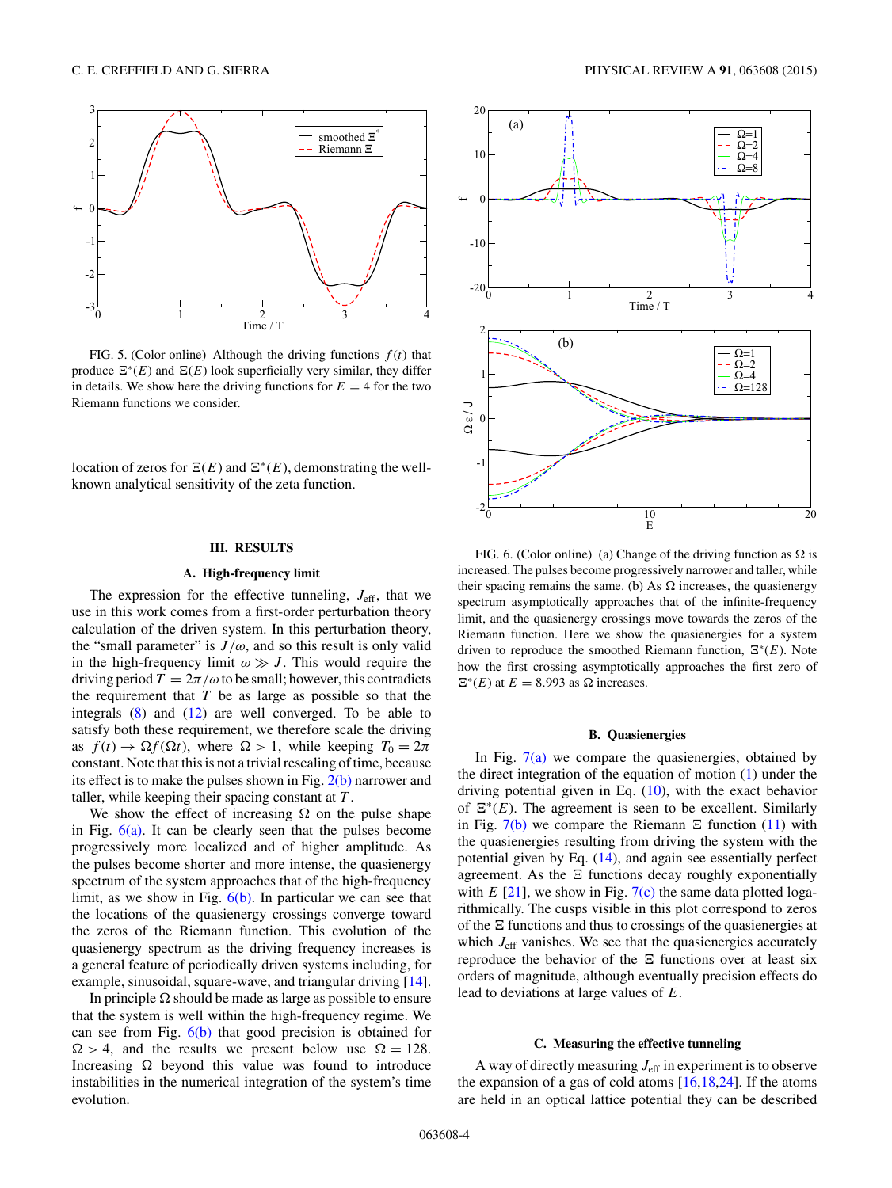3
2
1
f 0
-1
-2
-3
0 1 2 3 4
Time / T
smoothed $\Xi^*$
Riemann $\Xi$

FIG. 5. (Color online) Although the driving functions $f(t)$ that produce $\Xi^*(E)$ and $\Xi(E)$ look superficially very similar, they differ in details. We show here the driving functions for $E = 4$ for the two Riemann functions we consider.

location of zeros for $\Xi(E)$ and $\Xi^*(E)$, demonstrating the well-known analytical sensitivity of the zeta function.

## III. RESULTS

### A. High-frequency limit

The expression for the effective tunneling, $J_{\rm eff}$, that we use in this work comes from a first-order perturbation theory calculation of the driven system. In this perturbation theory, the "small parameter" is $J/\omega$, and so this result is only valid in the high-frequency limit $\omega \gg J$. This would require the driving period $T = 2\pi/\omega$ to be small; however, this contradicts the requirement that $T$ be as large as possible so that the integrals (8) and (12) are well converged. To be able to satisfy both these requirement, we therefore scale the driving as $f(t) \rightarrow \Omega f(\Omega t)$, where $\Omega > 1$, while keeping $T_0 = 2\pi$ constant. Note that this is not a trivial rescaling of time, because its effect is to make the pulses shown in Fig. 2(b) narrower and taller, while keeping their spacing constant at $T$.

We show the effect of increasing $\Omega$ on the pulse shape in Fig. 6(a). It can be clearly seen that the pulses become progressively more localized and of higher amplitude. As the pulses become shorter and more intense, the quasienergy spectrum of the system approaches that of the high-frequency limit, as we show in Fig. 6(b). In particular we can see that the locations of the quasienergy crossings converge toward the zeros of the Riemann function. This evolution of the quasienergy spectrum as the driving frequency increases is a general feature of periodically driven systems including, for example, sinusoidal, square-wave, and triangular driving [14].

In principle $\Omega$ should be made as large as possible to ensure that the system is well within the high-frequency regime. We can see from Fig. 6(b) that good precision is obtained for $\Omega > 4$, and the results we present below use $\Omega = 128$. Increasing $\Omega$ beyond this value was found to introduce instabilities in the numerical integration of the system's time evolution.

(a)
20
10
f 0
-10
-20
0 1 2 3 4
Time / T
Ω=1
Ω=2
Ω=4
Ω=8

(b)
2
1
Ω ε / J 0
-1
-2
0 10 20
E
Ω=1
Ω=2
Ω=4
Ω=128

FIG. 6. (Color online) (a) Change of the driving function as $\Omega$ is increased. The pulses become progressively narrower and taller, while their spacing remains the same. (b) As $\Omega$ increases, the quasienergy spectrum asymptotically approaches that of the infinite-frequency limit, and the quasienergy crossings move towards the zeros of the Riemann function. Here we show the quasienergies for a system driven to reproduce the smoothed Riemann function, $\Xi^*(E)$. Note how the first crossing asymptotically approaches the first zero of $\Xi^*(E)$ at $E = 8.993$ as $\Omega$ increases.

### B. Quasienergies

In Fig. 7(a) we compare the quasienergies, obtained by the direct integration of the equation of motion (1) under the driving potential given in Eq. (10), with the exact behavior of $\Xi^*(E)$. The agreement is seen to be excellent. Similarly in Fig. 7(b) we compare the Riemann $\Xi$ function (11) with the quasienergies resulting from driving the system with the potential given by Eq. (14), and again see essentially perfect agreement. As the $\Xi$ functions decay roughly exponentially with $E$ [21], we show in Fig. 7(c) the same data plotted logarithmically. The cusps visible in this plot correspond to zeros of the $\Xi$ functions and thus to crossings of the quasienergies at which $J_{\rm eff}$ vanishes. We see that the quasienergies accurately reproduce the behavior of the $\Xi$ functions over at least six orders of magnitude, although eventually precision effects do lead to deviations at large values of $E$.

### C. Measuring the effective tunneling

A way of directly measuring $J_{\rm eff}$ in experiment is to observe the expansion of a gas of cold atoms [16,18,24]. If the atoms are held in an optical lattice potential they can be described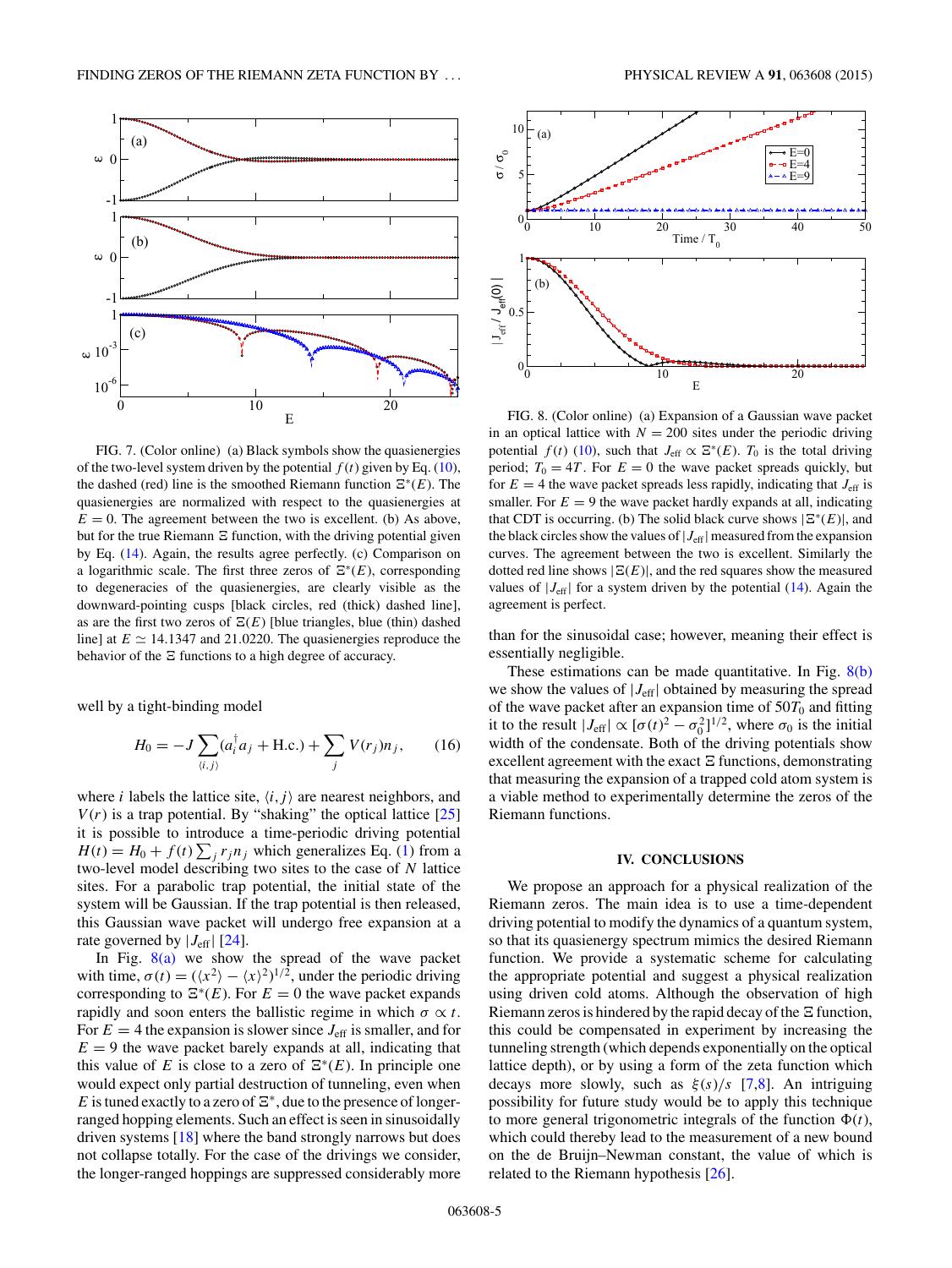(a)

ω 0

1

-1

(b)

ω 0

1

-1

(c)

ω $10^{-3}$

1

$10^{-6}$

0 10 20

E

FIG. 7. (Color online) (a) Black symbols show the quasienergies of the two-level system driven by the potential $f(t)$ given by Eq. (10), the dashed (red) line is the smoothed Riemann function $\Xi^*(E)$. The quasienergies are normalized with respect to the quasienergies at $E = 0$. The agreement between the two is excellent. (b) As above, but for the true Riemann $\Xi$ function, with the driving potential given by Eq. (14). Again, the results agree perfectly. (c) Comparison on a logarithmic scale. The first three zeros of $\Xi^*(E)$, corresponding to degeneracies of the quasienergies, are clearly visible as the downward-pointing cusps [black circles, red (thick) dashed line], as are the first two zeros of $\Xi(E)$ [blue triangles, blue (thin) dashed line] at $E \simeq 14.1347$ and 21.0220. The quasienergies reproduce the behavior of the $\Xi$ functions to a high degree of accuracy.

well by a tight-binding model

$$H_0 = -J \sum_{\langle i,j \rangle} (a_i^\dagger a_j + \text{H.c.}) + \sum_j V(r_j) n_j, \qquad (16)$$

where $i$ labels the lattice site, $\langle i,j \rangle$ are nearest neighbors, and $V(r)$ is a trap potential. By "shaking" the optical lattice [25] it is possible to introduce a time-periodic driving potential $H(t) = H_0 + f(t) \sum_j r_j n_j$ which generalizes Eq. (1) from a two-level model describing two sites to the case of $N$ lattice sites. For a parabolic trap potential, the initial state of the system will be Gaussian. If the trap potential is then released, this Gaussian wave packet will undergo free expansion at a rate governed by $|J_{\text{eff}}|$ [24].

In Fig. 8(a) we show the spread of the wave packet with time, $\sigma(t) = (\langle x^2 \rangle - \langle x \rangle^2)^{1/2}$, under the periodic driving corresponding to $\Xi^*(E)$. For $E = 0$ the wave packet expands rapidly and soon enters the ballistic regime in which $\sigma \propto t$. For $E = 4$ the expansion is slower since $J_{\text{eff}}$ is smaller, and for $E = 9$ the wave packet barely expands at all, indicating that this value of $E$ is close to a zero of $\Xi^*(E)$. In principle one would expect only partial destruction of tunneling, even when $E$ is tuned exactly to a zero of $\Xi^*$, due to the presence of longer-ranged hopping elements. Such an effect is seen in sinusoidally driven systems [18] where the band strongly narrows but does not collapse totally. For the case of the drivings we consider, the longer-ranged hoppings are suppressed considerably more than for the sinusoidal case; however, meaning their effect is essentially negligible.

(a)

$\sigma / \sigma_0$

10

5

0

0 10 20 30 40 50

Time / $T_0$

E=0

E=4

E=9

(b)

$|J_{\text{eff}} / J_{\text{eff}}(0)|$

1

0.5

0

0 10 20

E

FIG. 8. (Color online) (a) Expansion of a Gaussian wave packet in an optical lattice with $N = 200$ sites under the periodic driving potential $f(t)$ (10), such that $J_{\text{eff}} \propto \Xi^*(E)$. $T_0$ is the total driving period; $T_0 = 4T$. For $E = 0$ the wave packet spreads quickly, but for $E = 4$ the wave packet spreads less rapidly, indicating that $J_{\text{eff}}$ is smaller. For $E = 9$ the wave packet hardly expands at all, indicating that CDT is occurring. (b) The solid black curve shows $|\Xi^*(E)|$, and the black circles show the values of $|J_{\text{eff}}|$ measured from the expansion curves. The agreement between the two is excellent. Similarly the dotted red line shows $|\Xi(E)|$, and the red squares show the measured values of $|J_{\text{eff}}|$ for a system driven by the potential (14). Again the agreement is perfect.

These estimations can be made quantitative. In Fig. 8(b) we show the values of $|J_{\text{eff}}|$ obtained by measuring the spread of the wave packet after an expansion time of $50T_0$ and fitting it to the result $|J_{\text{eff}}| \propto [\sigma(t)^2 - \sigma_0^2]^{1/2}$, where $\sigma_0$ is the initial width of the condensate. Both of the driving potentials show excellent agreement with the exact $\Xi$ functions, demonstrating that measuring the expansion of a trapped cold atom system is a viable method to experimentally determine the zeros of the Riemann functions.

## IV. CONCLUSIONS

We propose an approach for a physical realization of the Riemann zeros. The main idea is to use a time-dependent driving potential to modify the dynamics of a quantum system, so that its quasienergy spectrum mimics the desired Riemann function. We provide a systematic scheme for calculating the appropriate potential and suggest a physical realization using driven cold atoms. Although the observation of high Riemann zeros is hindered by the rapid decay of the $\Xi$ function, this could be compensated in experiment by increasing the tunneling strength (which depends exponentially on the optical lattice depth), or by using a form of the zeta function which decays more slowly, such as $\xi(s)/s$ [7,8]. An intriguing possibility for future study would be to apply this technique to more general trigonometric integrals of the function $\Phi(t)$, which could thereby lead to the measurement of a new bound on the de Bruijn–Newman constant, the value of which is related to the Riemann hypothesis [26].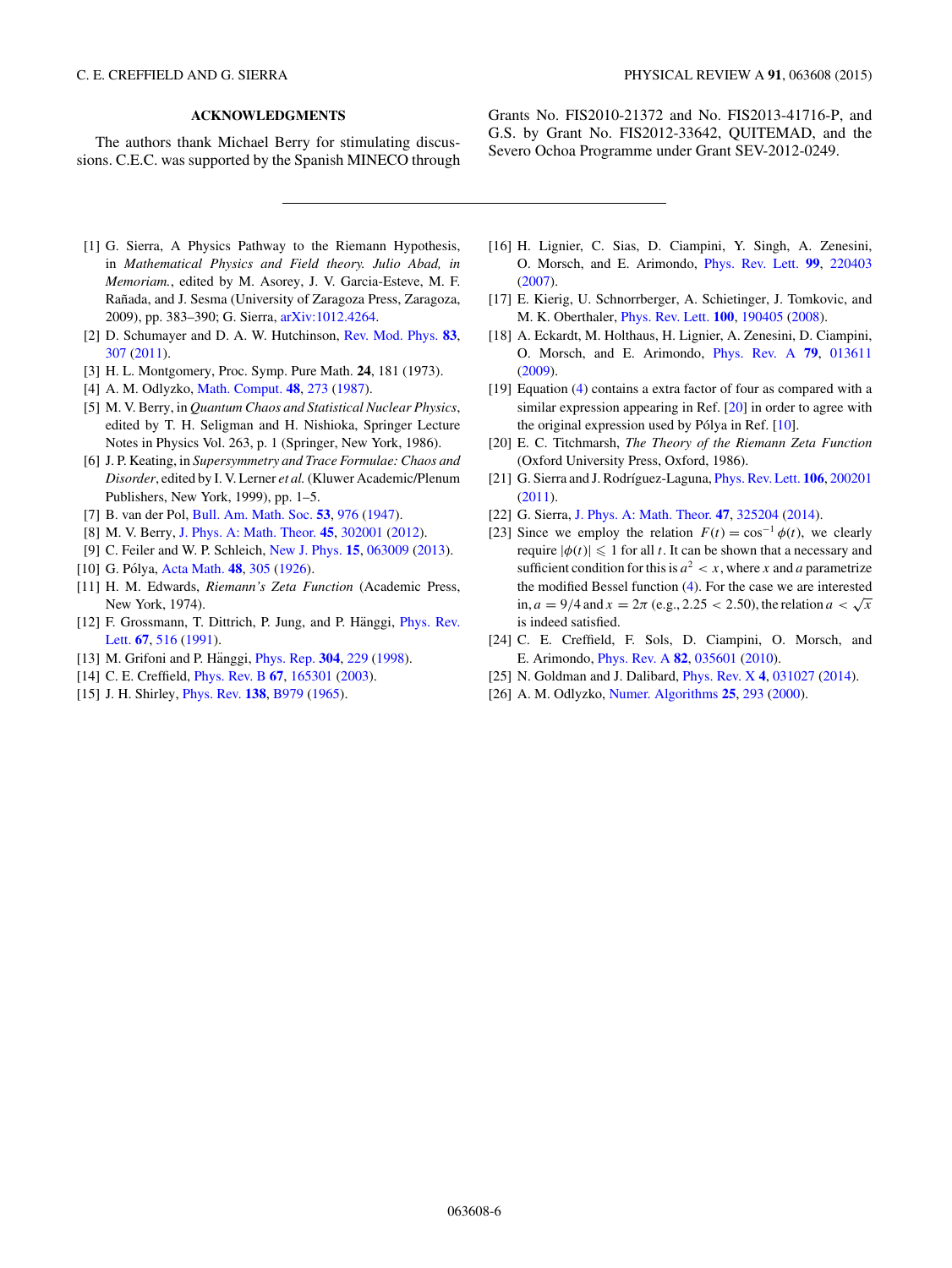## ACKNOWLEDGMENTS

The authors thank Michael Berry for stimulating discussions. C.E.C. was supported by the Spanish MINECO through Grants No. FIS2010-21372 and No. FIS2013-41716-P, and G.S. by Grant No. FIS2012-33642, QUITEMAD, and the Severo Ochoa Programme under Grant SEV-2012-0249.

---

[1] G. Sierra, A Physics Pathway to the Riemann Hypothesis, in *Mathematical Physics and Field theory. Julio Abad, in Memoriam.*, edited by M. Asorey, J. V. Garcia-Esteve, M. F. Rañada, and J. Sesma (University of Zaragoza Press, Zaragoza, 2009), pp. 383–390; G. Sierra, arXiv:1012.4264.

[2] D. Schumayer and D. A. W. Hutchinson, Rev. Mod. Phys. **83**, 307 (2011).

[3] H. L. Montgomery, Proc. Symp. Pure Math. **24**, 181 (1973).

[4] A. M. Odlyzko, Math. Comput. **48**, 273 (1987).

[5] M. V. Berry, in *Quantum Chaos and Statistical Nuclear Physics*, edited by T. H. Seligman and H. Nishioka, Springer Lecture Notes in Physics Vol. 263, p. 1 (Springer, New York, 1986).

[6] J. P. Keating, in *Supersymmetry and Trace Formulae: Chaos and Disorder*, edited by I. V. Lerner *et al.* (Kluwer Academic/Plenum Publishers, New York, 1999), pp. 1–5.

[7] B. van der Pol, Bull. Am. Math. Soc. **53**, 976 (1947).

[8] M. V. Berry, J. Phys. A: Math. Theor. **45**, 302001 (2012).

[9] C. Feiler and W. P. Schleich, New J. Phys. **15**, 063009 (2013).

[10] G. Pólya, Acta Math. **48**, 305 (1926).

[11] H. M. Edwards, *Riemann's Zeta Function* (Academic Press, New York, 1974).

[12] F. Grossmann, T. Dittrich, P. Jung, and P. Hänggi, Phys. Rev. Lett. **67**, 516 (1991).

[13] M. Grifoni and P. Hänggi, Phys. Rep. **304**, 229 (1998).

[14] C. E. Creffield, Phys. Rev. B **67**, 165301 (2003).

[15] J. H. Shirley, Phys. Rev. **138**, B979 (1965).

[16] H. Lignier, C. Sias, D. Ciampini, Y. Singh, A. Zenesini, O. Morsch, and E. Arimondo, Phys. Rev. Lett. **99**, 220403 (2007).

[17] E. Kierig, U. Schnorrberger, A. Schietinger, J. Tomkovic, and M. K. Oberthaler, Phys. Rev. Lett. **100**, 190405 (2008).

[18] A. Eckardt, M. Holthaus, H. Lignier, A. Zenesini, D. Ciampini, O. Morsch, and E. Arimondo, Phys. Rev. A **79**, 013611 (2009).

[19] Equation (4) contains a extra factor of four as compared with a similar expression appearing in Ref. [20] in order to agree with the original expression used by Pólya in Ref. [10].

[20] E. C. Titchmarsh, *The Theory of the Riemann Zeta Function* (Oxford University Press, Oxford, 1986).

[21] G. Sierra and J. Rodríguez-Laguna, Phys. Rev. Lett. **106**, 200201 (2011).

[22] G. Sierra, J. Phys. A: Math. Theor. **47**, 325204 (2014).

[23] Since we employ the relation $F(t) = \cos^{-1}\phi(t)$, we clearly require $|\phi(t)| \leqslant 1$ for all $t$. It can be shown that a necessary and sufficient condition for this is $a^2 < x$, where $x$ and $a$ parametrize the modified Bessel function (4). For the case we are interested in, $a = 9/4$ and $x = 2\pi$ (e.g., $2.25 < 2.50$), the relation $a < \sqrt{x}$ is indeed satisfied.

[24] C. E. Creffield, F. Sols, D. Ciampini, O. Morsch, and E. Arimondo, Phys. Rev. A **82**, 035601 (2010).

[25] N. Goldman and J. Dalibard, Phys. Rev. X **4**, 031027 (2014).

[26] A. M. Odlyzko, Numer. Algorithms **25**, 293 (2000).